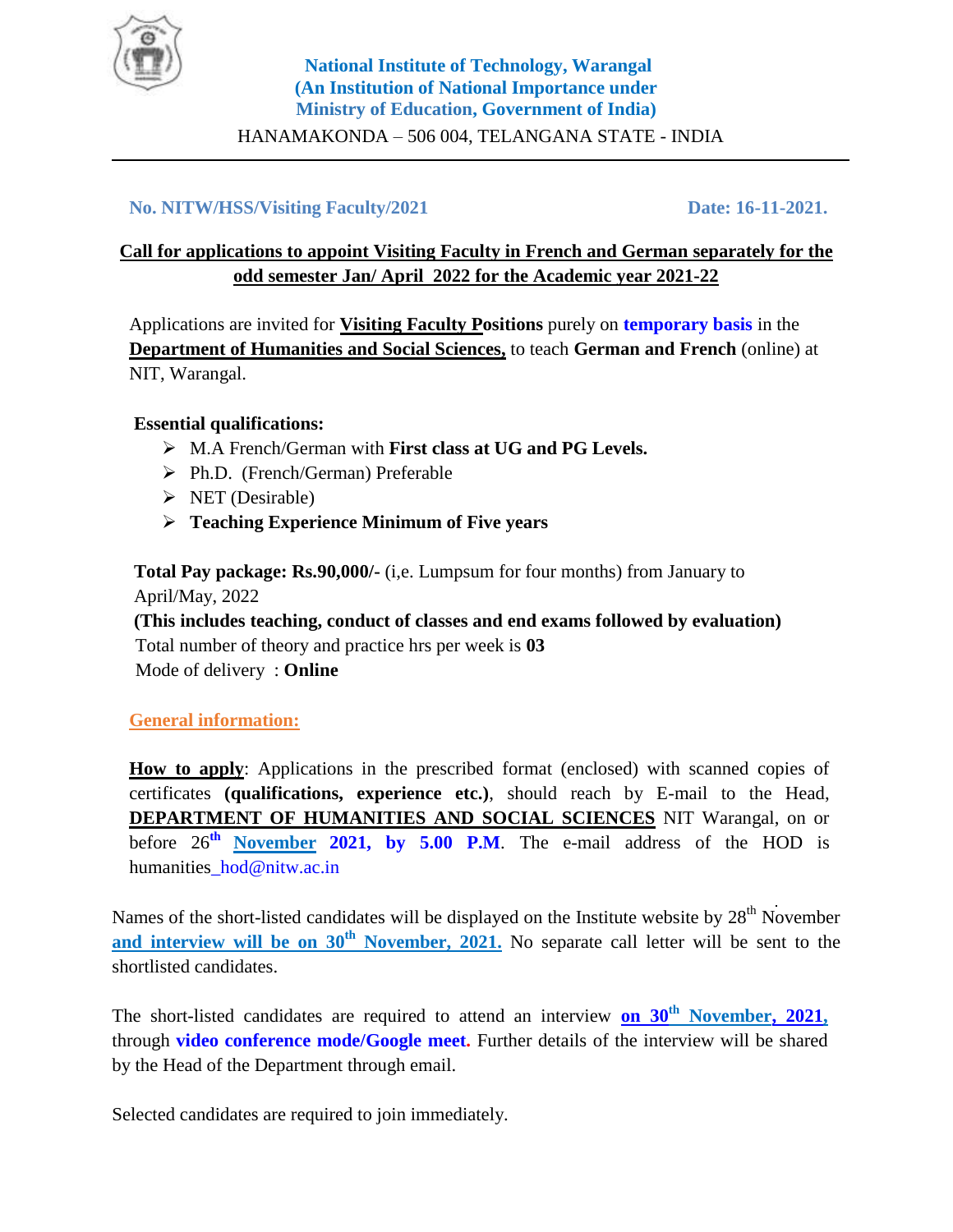**National Institute of Technology, Warangal**
**(An Institution of National Importance under Ministry of Education, Government of India)**

HANAMAKONDA – 506 004, TELANGANA STATE - INDIA

---

**No. NITW/HSS/Visiting Faculty/2021** **Date: 16-11-2021.**

**Call for applications to appoint Visiting Faculty in French and German separately for the odd semester Jan/ April 2022 for the Academic year 2021-22**

Applications are invited for **Visiting Faculty Positions** purely on **temporary basis** in the **Department of Humanities and Social Sciences,** to teach **German and French** (online) at NIT, Warangal.

**Essential qualifications:**

- M.A French/German with **First class at UG and PG Levels.**
- Ph.D. (French/German) Preferable
- NET (Desirable)
- **Teaching Experience Minimum of Five years**

**Total Pay package: Rs.90,000/-** (i,e. Lumpsum for four months) from January to April/May, 2022
**(This includes teaching, conduct of classes and end exams followed by evaluation)**
Total number of theory and practice hrs per week is **03**
Mode of delivery : **Online**

**General information:**

**How to apply**: Applications in the prescribed format (enclosed) with scanned copies of certificates **(qualifications, experience etc.)**, should reach by E-mail to the Head, **DEPARTMENT OF HUMANITIES AND SOCIAL SCIENCES** NIT Warangal, on or before 26th **November 2021, by 5.00 P.M**. The e-mail address of the HOD is humanities_hod@nitw.ac.in

Names of the short-listed candidates will be displayed on the Institute website by 28th November **and interview will be on 30th November, 2021.** No separate call letter will be sent to the shortlisted candidates.

The short-listed candidates are required to attend an interview **on 30th November, 2021,** through **video conference mode/Google meet.** Further details of the interview will be shared by the Head of the Department through email.

Selected candidates are required to join immediately.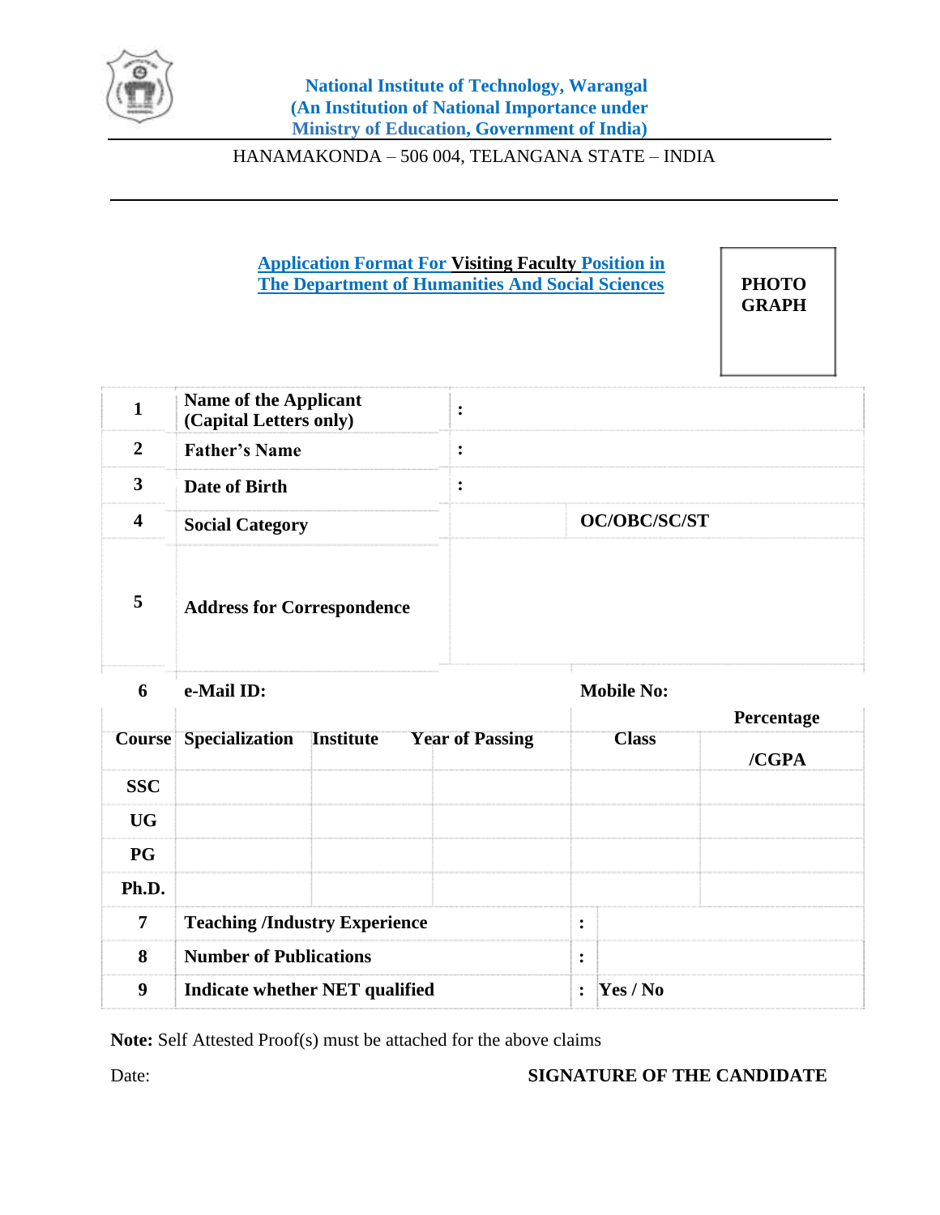**National Institute of Technology, Warangal**
**(An Institution of National Importance under Ministry of Education, Government of India)**

HANAMAKONDA – 506 004, TELANGANA STATE – INDIA

## Application Format For Visiting Faculty Position in The Department of Humanities And Social Sciences

**PHOTO GRAPH**

| | | | |
|---|---|---|---|
| **1** | **Name of the Applicant (Capital Letters only)** | **:** | |
| **2** | **Father's Name** | **:** | |
| **3** | **Date of Birth** | **:** | |
| **4** | **Social Category** | | **OC/OBC/SC/ST** |
| **5** | **Address for Correspondence** | | |
| **6** | **e-Mail ID:** | | **Mobile No:** |

| **Course** | **Specialization** | **Institute** | **Year of Passing** | **Class** | **Percentage /CGPA** |
|---|---|---|---|---|---|
| **SSC** | | | | | |
| **UG** | | | | | |
| **PG** | | | | | |
| **Ph.D.** | | | | | |

| | | | |
|---|---|---|---|
| **7** | **Teaching /Industry Experience** | **:** | |
| **8** | **Number of Publications** | **:** | |
| **9** | **Indicate whether NET qualified** | **:** | **Yes / No** |

**Note:** Self Attested Proof(s) must be attached for the above claims

Date: **SIGNATURE OF THE CANDIDATE**